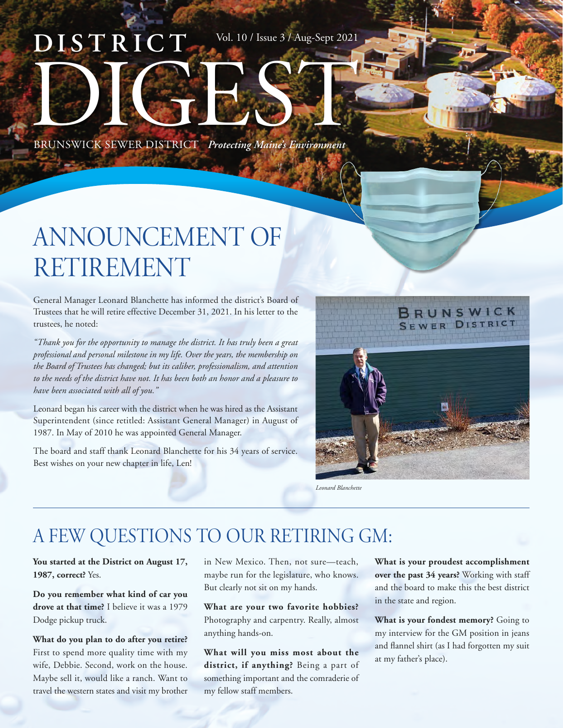# DISTRICT DIGEST

Vol. 10 / Issue 3 / Aug-Sept 2021

BRUNSWICK SEWER DISTRICT *Protecting Maine's Environment*

# ANNOUNCEMENT OF RETIREMENT

General Manager Leonard Blanchette has informed the district's Board of Trustees that he will retire effective December 31, 2021. In his letter to the trustees, he noted:

*"Thank you for the opportunity to manage the district. It has truly been a great professional and personal milestone in my life. Over the years, the membership on the Board of Trustees has changed; but its caliber, professionalism, and attention to the needs of the district have not. It has been both an honor and a pleasure to have been associated with all of you."*

Leonard began his career with the district when he was hired as the Assistant Superintendent (since retitled: Assistant General Manager) in August of 1987. In May of 2010 he was appointed General Manager.

The board and staff thank Leonard Blanchette for his 34 years of service. Best wishes on your new chapter in life, Len!

*Leonard Blanchette*

## A FEW QUESTIONS TO OUR RETIRING GM:

**You started at the District on August 17, 1987, correct?** Yes.

**Do you remember what kind of car you drove at that time?** I believe it was a 1979 Dodge pickup truck.

**What do you plan to do after you retire?** First to spend more quality time with my wife, Debbie. Second, work on the house. Maybe sell it, would like a ranch. Want to travel the western states and visit my brother in New Mexico. Then, not sure—teach, maybe run for the legislature, who knows. But clearly not sit on my hands.

**What are your two favorite hobbies?** Photography and carpentry. Really, almost anything hands-on.

**What will you miss most about the district, if anything?** Being a part of something important and the comraderie of my fellow staff members.

**What is your proudest accomplishment over the past 34 years?** Working with staff and the board to make this the best district in the state and region.

**What is your fondest memory?** Going to my interview for the GM position in jeans and flannel shirt (as I had forgotten my suit at my father's place).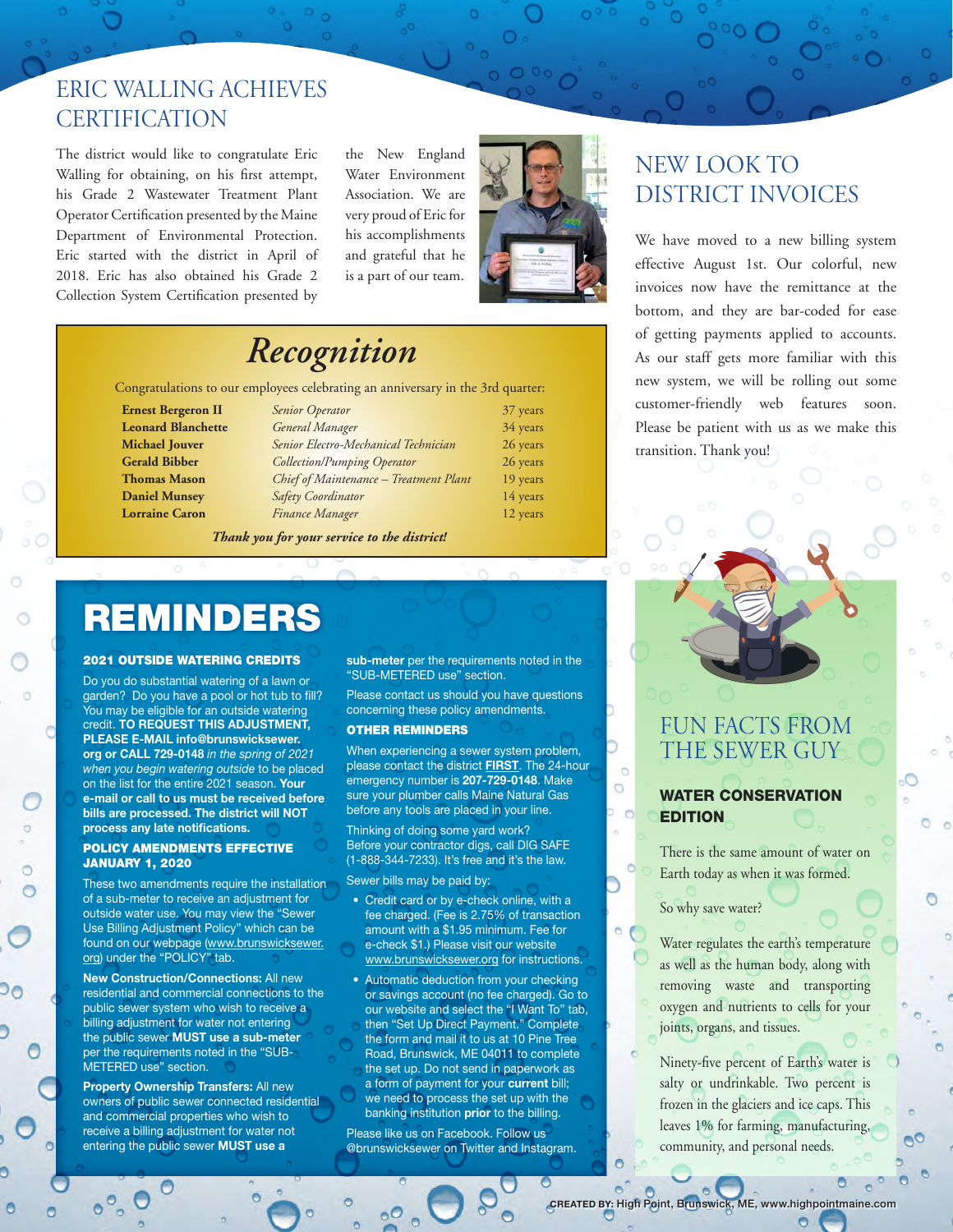## ERIC WALLING ACHIEVES CERTIFICATION

The district would like to congratulate Eric Walling for obtaining, on his first attempt, his Grade 2 Wastewater Treatment Plant Operator Certification presented by the Maine Department of Environmental Protection. Eric started with the district in April of 2018. Eric has also obtained his Grade 2 Collection System Certification presented by the New England Water Environment Association. We are very proud of Eric for his accomplishments and grateful that he is a part of our team.

## *Recognition*

Congratulations to our employees celebrating an anniversary in the 3rd quarter:

| | | |
|---|---|---|
| **Ernest Bergeron II** | *Senior Operator* | 37 years |
| **Leonard Blanchette** | *General Manager* | 34 years |
| **Michael Jouver** | *Senior Electro-Mechanical Technician* | 26 years |
| **Gerald Bibber** | *Collection/Pumping Operator* | 26 years |
| **Thomas Mason** | *Chief of Maintenance – Treatment Plant* | 19 years |
| **Daniel Munsey** | *Safety Coordinator* | 14 years |
| **Lorraine Caron** | *Finance Manager* | 12 years |

***Thank you for your service to the district!***

## NEW LOOK TO DISTRICT INVOICES

We have moved to a new billing system effective August 1st. Our colorful, new invoices now have the remittance at the bottom, and they are bar-coded for ease of getting payments applied to accounts. As our staff gets more familiar with this new system, we will be rolling out some customer-friendly web features soon. Please be patient with us as we make this transition. Thank you!

# REMINDERS

### 2021 OUTSIDE WATERING CREDITS

Do you do substantial watering of a lawn or garden? Do you have a pool or hot tub to fill? You may be eligible for an outside watering credit. **TO REQUEST THIS ADJUSTMENT, PLEASE E-MAIL info@brunswicksewer.org or CALL 729-0148** *in the spring of 2021 when you begin watering outside* to be placed on the list for the entire 2021 season. **Your e-mail or call to us must be received before bills are processed. The district will NOT process any late notifications.**

### POLICY AMENDMENTS EFFECTIVE JANUARY 1, 2020

These two amendments require the installation of a sub-meter to receive an adjustment for outside water use. You may view the "Sewer Use Billing Adjustment Policy" which can be found on our webpage (www.brunswicksewer.org) under the "POLICY" tab.

**New Construction/Connections:** All new residential and commercial connections to the public sewer system who wish to receive a billing adjustment for water not entering the public sewer **MUST use a sub-meter** per the requirements noted in the "SUB-METERED use" section.

**Property Ownership Transfers:** All new owners of public sewer connected residential and commercial properties who wish to receive a billing adjustment for water not entering the public sewer **MUST use a sub-meter** per the requirements noted in the "SUB-METERED use" section.

Please contact us should you have questions concerning these policy amendments.

### OTHER REMINDERS

When experiencing a sewer system problem, please contact the district **FIRST**. The 24-hour emergency number is **207-729-0148**. Make sure your plumber calls Maine Natural Gas before any tools are placed in your line.

Thinking of doing some yard work? Before your contractor digs, call DIG SAFE (1-888-344-7233). It's free and it's the law.

Sewer bills may be paid by:

- Credit card or by e-check online, with a fee charged. (Fee is 2.75% of transaction amount with a $1.95 minimum. Fee for e-check $1.) Please visit our website www.brunswicksewer.org for instructions.
- Automatic deduction from your checking or savings account (no fee charged). Go to our website and select the "I Want To" tab, then "Set Up Direct Payment." Complete the form and mail it to us at 10 Pine Tree Road, Brunswick, ME 04011 to complete the set up. Do not send in paperwork as a form of payment for your **current** bill; we need to process the set up with the banking institution **prior** to the billing.

Please like us on Facebook. Follow us @brunswicksewer on Twitter and Instagram.

## FUN FACTS FROM THE SEWER GUY

### WATER CONSERVATION EDITION

There is the same amount of water on Earth today as when it was formed.

So why save water?

Water regulates the earth's temperature as well as the human body, along with removing waste and transporting oxygen and nutrients to cells for your joints, organs, and tissues.

Ninety-five percent of Earth's water is salty or undrinkable. Two percent is frozen in the glaciers and ice caps. This leaves 1% for farming, manufacturing, community, and personal needs.

CREATED BY: High Point, Brunswick, ME, www.highpointmaine.com